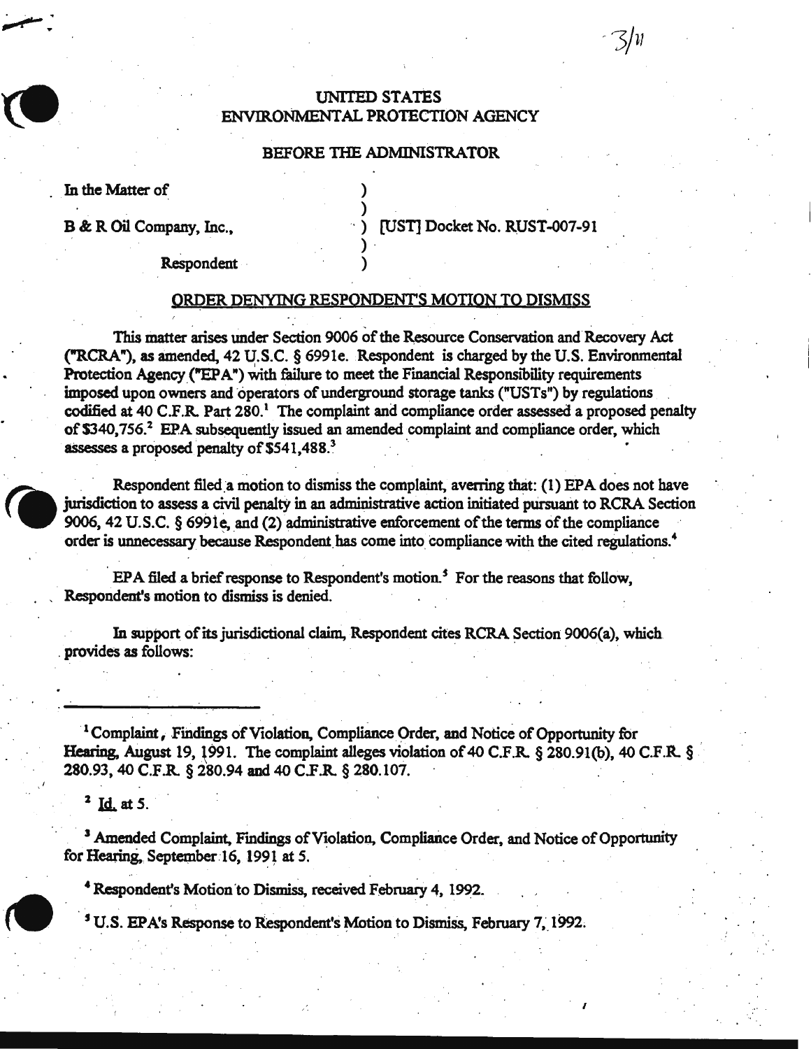# UNITED STATES ENVIRONMENTAL PROTECTION AGENCY

## BEFORE THE ADMINISTRATOR

In the Matter of

B & R Oil Company, Inc.,

Respondent

[UST] Docket No. RUST-007-91

### ORDER DENYING RESPONDENT'S MOTION TO DISMISS

This matter arises under Section 9006 of the Resource Conservation and Recovery Act ("RCRA"), as amended, 42 U.S.C. § 6991e. Respondent is charged by the U.S. Environmental Protection Agency ("EPA") with failure to meet the Financial Responsibility requirements imposed upon owners and operators of underground storage tanks ("USTs") by regulations codified at 40 C.F.R. Part 280.[1] The complaint and compliance order assessed a proposed penalty of $340,756.[2] EPA subsequently issued an amended complaint and compliance order, which assesses a proposed penalty of $541,488.[3]

Respondent filed a motion to dismiss the complaint, averring that: (1) EPA does not have jurisdiction to assess a civil penalty in an administrative action initiated pursuant to RCRA Section 9006, 42 U.S.C. § 6991e, and (2) administrative enforcement of the terms of the compliance order is unnecessary because Respondent has come into compliance with the cited regulations.[4]

EPA filed a brief response to Respondent's motion.[5] For the reasons that follow, Respondent's motion to dismiss is denied.

In support of its jurisdictional claim, Respondent cites RCRA Section 9006(a), which provides as follows:

---

[1] Complaint, Findings of Violation, Compliance Order, and Notice of Opportunity for Hearing, August 19, 1991. The complaint alleges violation of 40 C.F.R. § 280.91(b), 40 C.F.R. § 280.93, 40 C.F.R. § 280.94 and 40 C.F.R. § 280.107.

[2] Id. at 5.

[3] Amended Complaint, Findings of Violation, Compliance Order, and Notice of Opportunity for Hearing, September 16, 1991 at 5.

[4] Respondent's Motion to Dismiss, received February 4, 1992.

[5] U.S. EPA's Response to Respondent's Motion to Dismiss, February 7, 1992.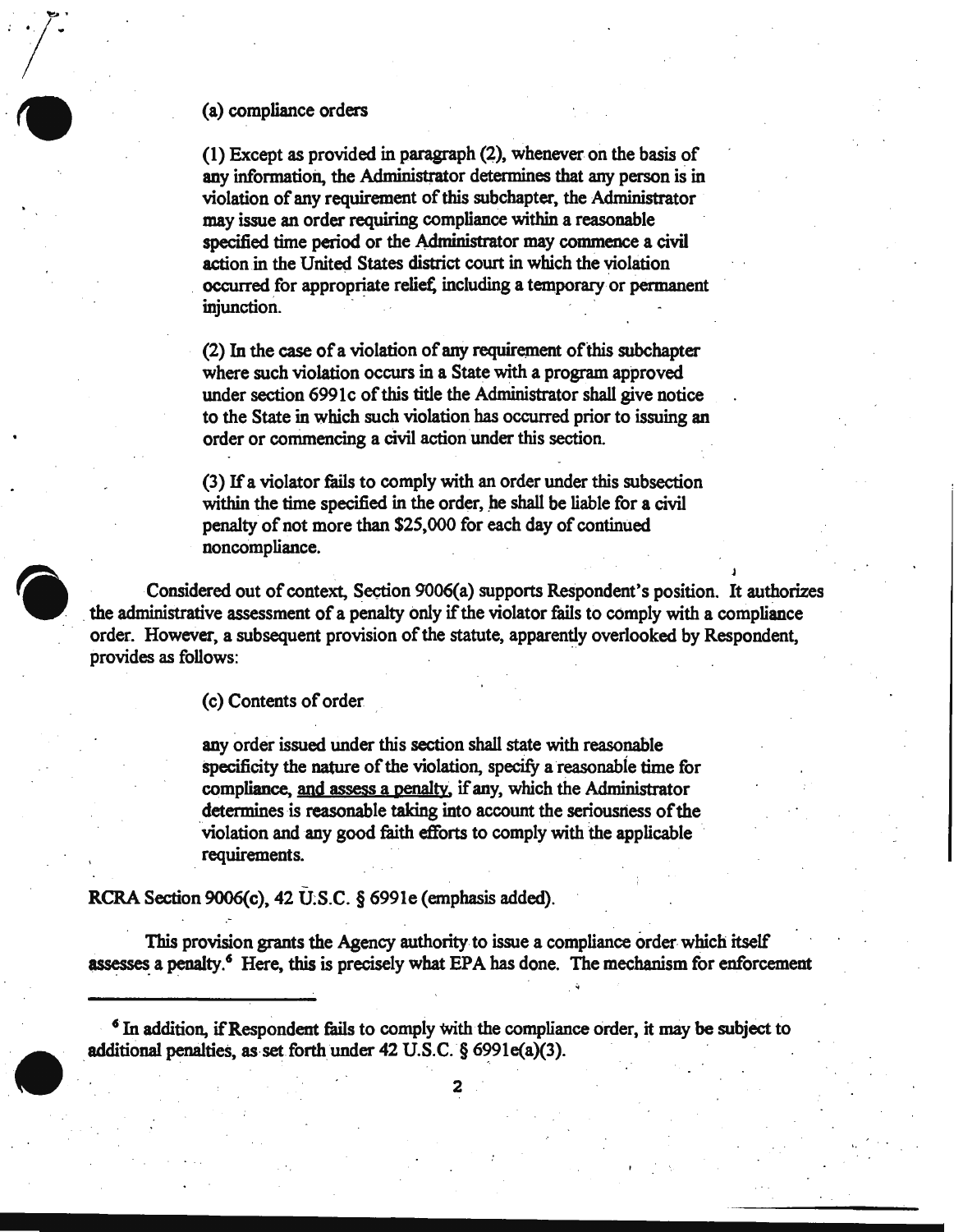> (a) compliance orders
>
> (1) Except as provided in paragraph (2), whenever on the basis of any information, the Administrator determines that any person is in violation of any requirement of this subchapter, the Administrator may issue an order requiring compliance within a reasonable specified time period or the Administrator may commence a civil action in the United States district court in which the violation occurred for appropriate relief, including a temporary or permanent injunction.
>
> (2) In the case of a violation of any requirement of this subchapter where such violation occurs in a State with a program approved under section 6991c of this title the Administrator shall give notice to the State in which such violation has occurred prior to issuing an order or commencing a civil action under this section.
>
> (3) If a violator fails to comply with an order under this subsection within the time specified in the order, he shall be liable for a civil penalty of not more than $25,000 for each day of continued noncompliance.

Considered out of context, Section 9006(a) supports Respondent's position. It authorizes the administrative assessment of a penalty only if the violator fails to comply with a compliance order. However, a subsequent provision of the statute, apparently overlooked by Respondent, provides as follows:

> (c) Contents of order
>
> any order issued under this section shall state with reasonable specificity the nature of the violation, specify a reasonable time for compliance, <u>and assess a penalty</u>, if any, which the Administrator determines is reasonable taking into account the seriousness of the violation and any good faith efforts to comply with the applicable requirements.

RCRA Section 9006(c), 42 U.S.C. § 6991e (emphasis added).

This provision grants the Agency authority to issue a compliance order which itself assesses a penalty.[6] Here, this is precisely what EPA has done. The mechanism for enforcement

---

[6] In addition, if Respondent fails to comply with the compliance order, it may be subject to additional penalties, as set forth under 42 U.S.C. § 6991e(a)(3).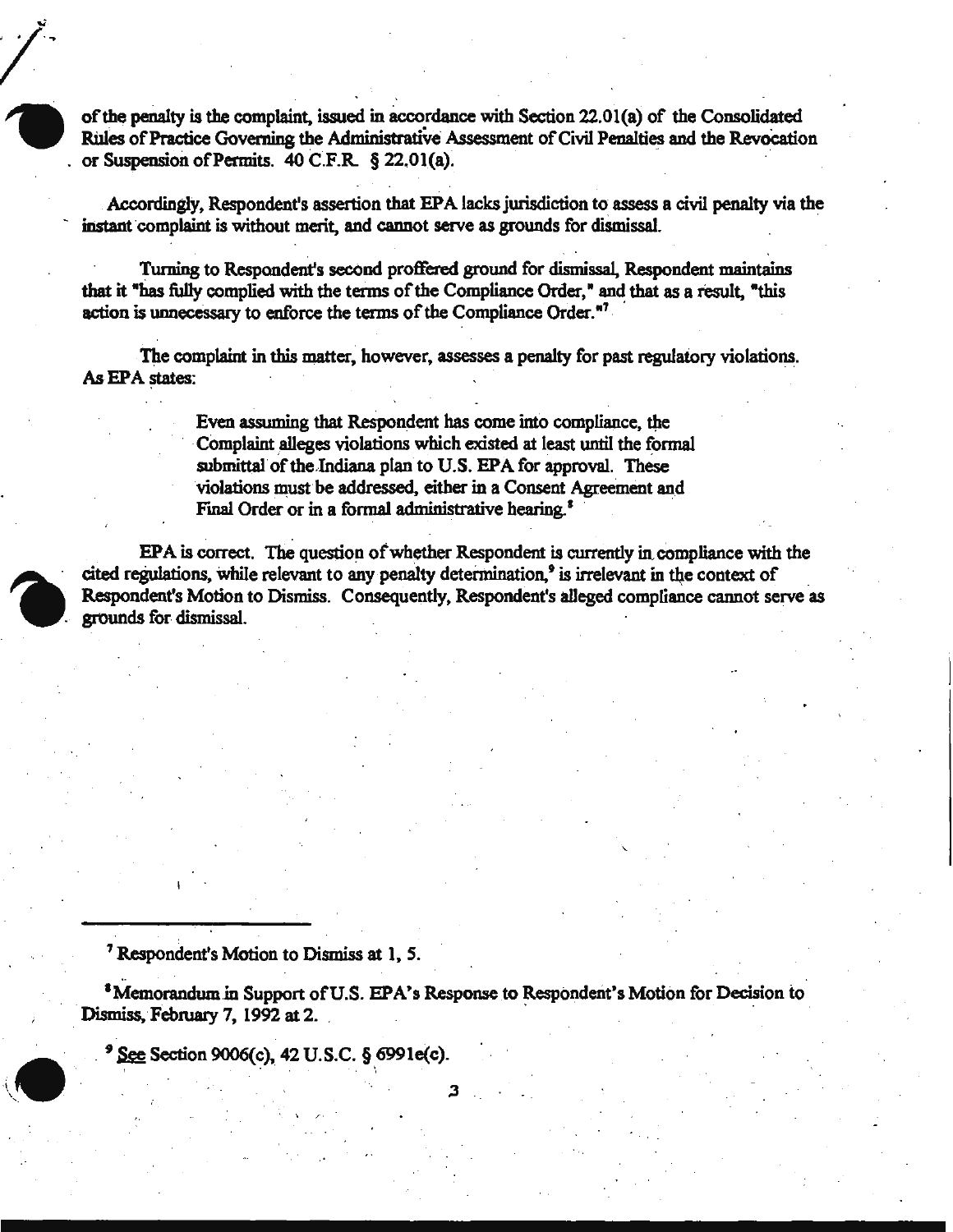of the penalty is the complaint, issued in accordance with Section 22.01(a) of the Consolidated Rules of Practice Governing the Administrative Assessment of Civil Penalties and the Revocation or Suspension of Permits. 40 C.F.R. § 22.01(a).

Accordingly, Respondent's assertion that EPA lacks jurisdiction to assess a civil penalty via the instant complaint is without merit, and cannot serve as grounds for dismissal.

Turning to Respondent's second proffered ground for dismissal, Respondent maintains that it "has fully complied with the terms of the Compliance Order," and that as a result, "this action is unnecessary to enforce the terms of the Compliance Order."[7]

The complaint in this matter, however, assesses a penalty for past regulatory violations. As EPA states:

> Even assuming that Respondent has come into compliance, the Complaint alleges violations which existed at least until the formal submittal of the Indiana plan to U.S. EPA for approval. These violations must be addressed, either in a Consent Agreement and Final Order or in a formal administrative hearing.[8]

EPA is correct. The question of whether Respondent is currently in compliance with the cited regulations, while relevant to any penalty determination,[9] is irrelevant in the context of Respondent's Motion to Dismiss. Consequently, Respondent's alleged compliance cannot serve as grounds for dismissal.

---

[7] Respondent's Motion to Dismiss at 1, 5.

[8] Memorandum in Support of U.S. EPA's Response to Respondent's Motion for Decision to Dismiss, February 7, 1992 at 2.

[9] See Section 9006(c), 42 U.S.C. § 6991e(c).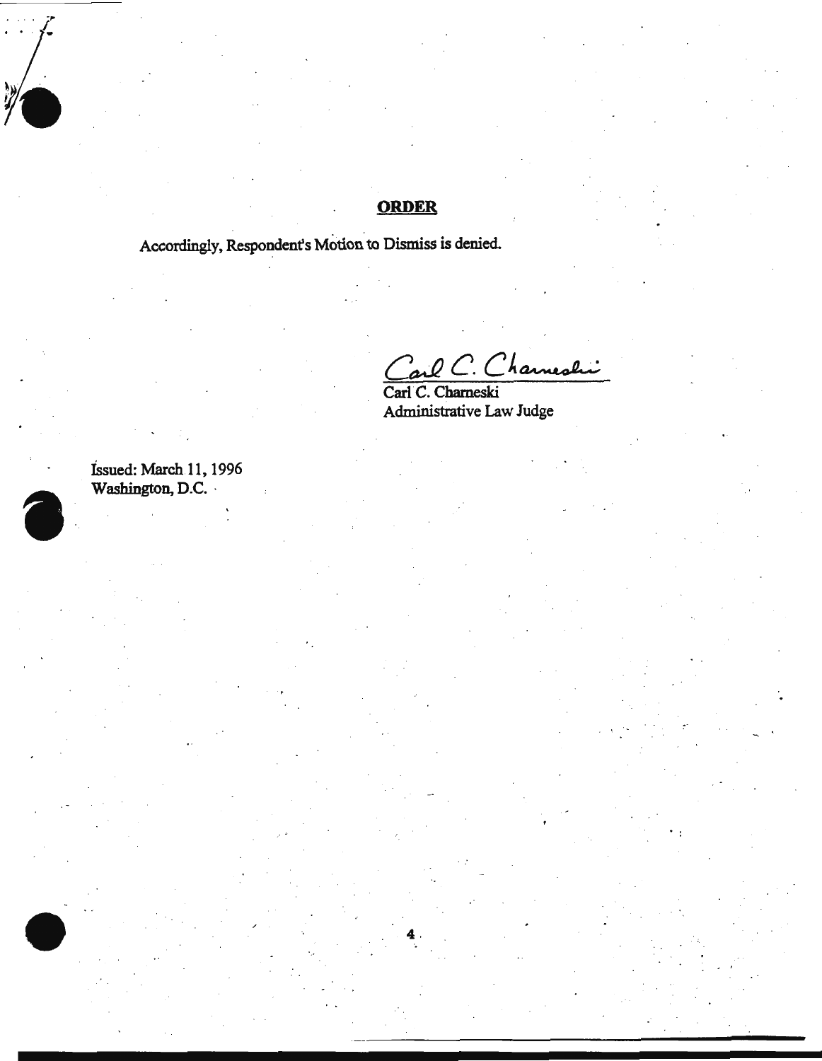## ORDER

Accordingly, Respondent's Motion to Dismiss is denied.

Carl C. Charneski
Administrative Law Judge

Issued: March 11, 1996
Washington, D.C.